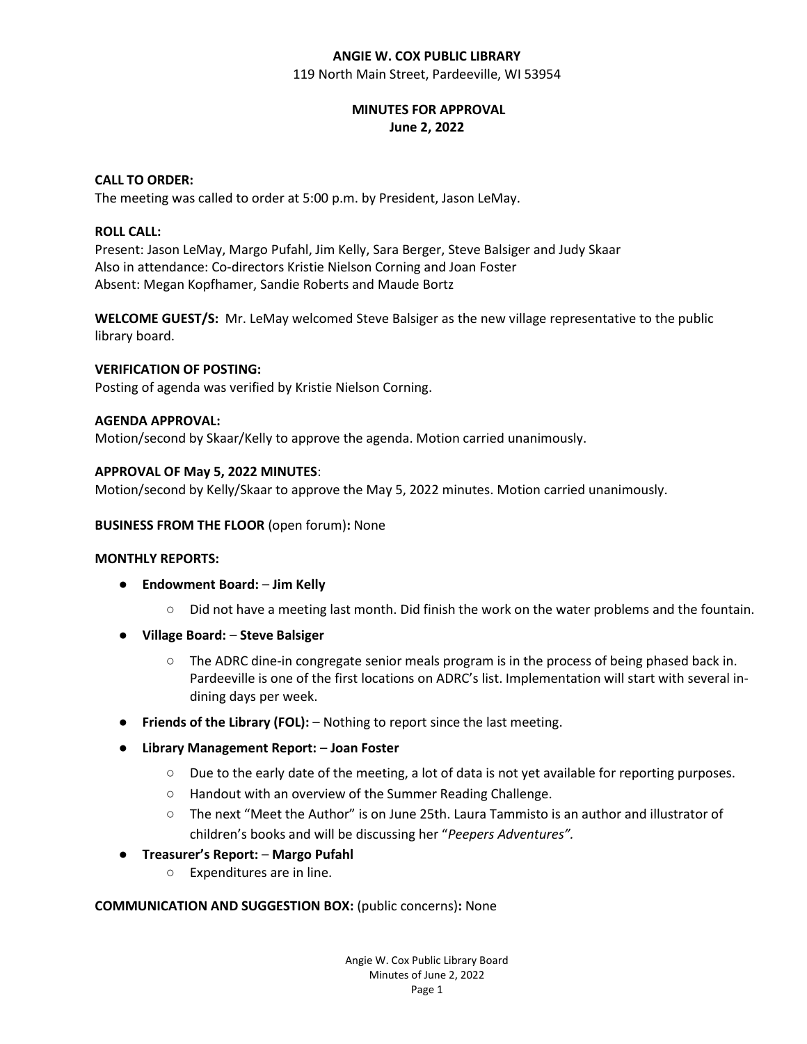# ANGIE W. COX PUBLIC LIBRARY

119 North Main Street, Pardeeville, WI 53954

## MINUTES FOR APPROVAL
## June 2, 2022

**CALL TO ORDER:**
The meeting was called to order at 5:00 p.m. by President, Jason LeMay.

**ROLL CALL:**
Present: Jason LeMay, Margo Pufahl, Jim Kelly, Sara Berger, Steve Balsiger and Judy Skaar
Also in attendance: Co-directors Kristie Nielson Corning and Joan Foster
Absent: Megan Kopfhamer, Sandie Roberts and Maude Bortz

**WELCOME GUEST/S:** Mr. LeMay welcomed Steve Balsiger as the new village representative to the public library board.

**VERIFICATION OF POSTING:**
Posting of agenda was verified by Kristie Nielson Corning.

**AGENDA APPROVAL:**
Motion/second by Skaar/Kelly to approve the agenda. Motion carried unanimously.

**APPROVAL OF May 5, 2022 MINUTES**:
Motion/second by Kelly/Skaar to approve the May 5, 2022 minutes. Motion carried unanimously.

**BUSINESS FROM THE FLOOR** (open forum)**:** None

**MONTHLY REPORTS:**

- **Endowment Board:** – **Jim Kelly**
  - Did not have a meeting last month. Did finish the work on the water problems and the fountain.
- **Village Board:** – **Steve Balsiger**
  - The ADRC dine-in congregate senior meals program is in the process of being phased back in. Pardeeville is one of the first locations on ADRC's list. Implementation will start with several in-dining days per week.
- **Friends of the Library (FOL):** – Nothing to report since the last meeting.
- **Library Management Report:** – **Joan Foster**
  - Due to the early date of the meeting, a lot of data is not yet available for reporting purposes.
  - Handout with an overview of the Summer Reading Challenge.
  - The next "Meet the Author" is on June 25th. Laura Tammisto is an author and illustrator of children's books and will be discussing her "*Peepers Adventures"*.
- **Treasurer's Report:** – **Margo Pufahl**
  - Expenditures are in line.

**COMMUNICATION AND SUGGESTION BOX:** (public concerns)**:** None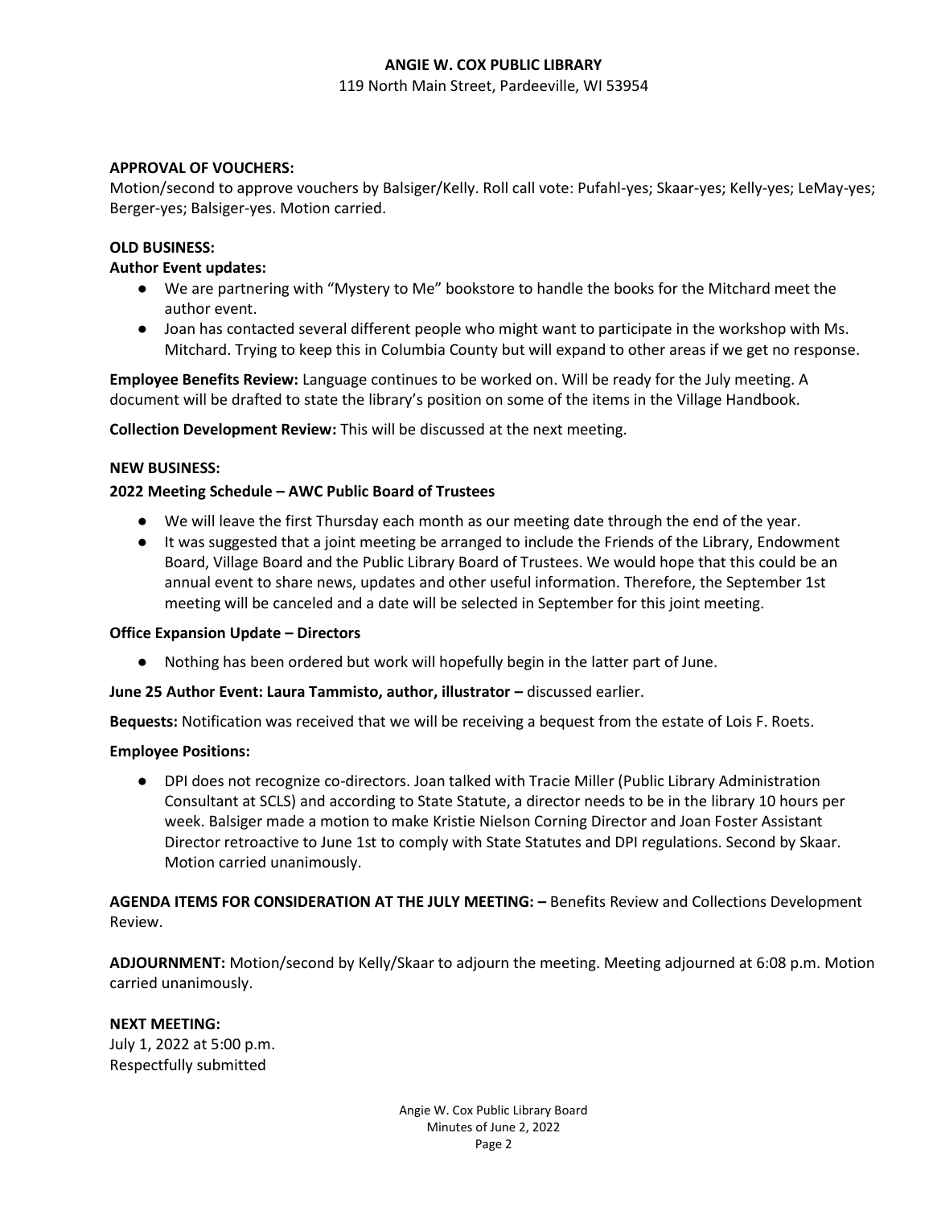**APPROVAL OF VOUCHERS:**
Motion/second to approve vouchers by Balsiger/Kelly. Roll call vote: Pufahl-yes; Skaar-yes; Kelly-yes; LeMay-yes; Berger-yes; Balsiger-yes. Motion carried.

**OLD BUSINESS:**

**Author Event updates:**

- We are partnering with "Mystery to Me" bookstore to handle the books for the Mitchard meet the author event.
- Joan has contacted several different people who might want to participate in the workshop with Ms. Mitchard. Trying to keep this in Columbia County but will expand to other areas if we get no response.

**Employee Benefits Review:** Language continues to be worked on. Will be ready for the July meeting. A document will be drafted to state the library's position on some of the items in the Village Handbook.

**Collection Development Review:** This will be discussed at the next meeting.

**NEW BUSINESS:**

**2022 Meeting Schedule – AWC Public Board of Trustees**

- We will leave the first Thursday each month as our meeting date through the end of the year.
- It was suggested that a joint meeting be arranged to include the Friends of the Library, Endowment Board, Village Board and the Public Library Board of Trustees. We would hope that this could be an annual event to share news, updates and other useful information. Therefore, the September 1st meeting will be canceled and a date will be selected in September for this joint meeting.

**Office Expansion Update – Directors**

- Nothing has been ordered but work will hopefully begin in the latter part of June.

**June 25 Author Event: Laura Tammisto, author, illustrator –** discussed earlier.

**Bequests:** Notification was received that we will be receiving a bequest from the estate of Lois F. Roets.

**Employee Positions:**

- DPI does not recognize co-directors. Joan talked with Tracie Miller (Public Library Administration Consultant at SCLS) and according to State Statute, a director needs to be in the library 10 hours per week. Balsiger made a motion to make Kristie Nielson Corning Director and Joan Foster Assistant Director retroactive to June 1st to comply with State Statutes and DPI regulations. Second by Skaar. Motion carried unanimously.

**AGENDA ITEMS FOR CONSIDERATION AT THE JULY MEETING: –** Benefits Review and Collections Development Review.

**ADJOURNMENT:** Motion/second by Kelly/Skaar to adjourn the meeting. Meeting adjourned at 6:08 p.m. Motion carried unanimously.

**NEXT MEETING:**
July 1, 2022 at 5:00 p.m.
Respectfully submitted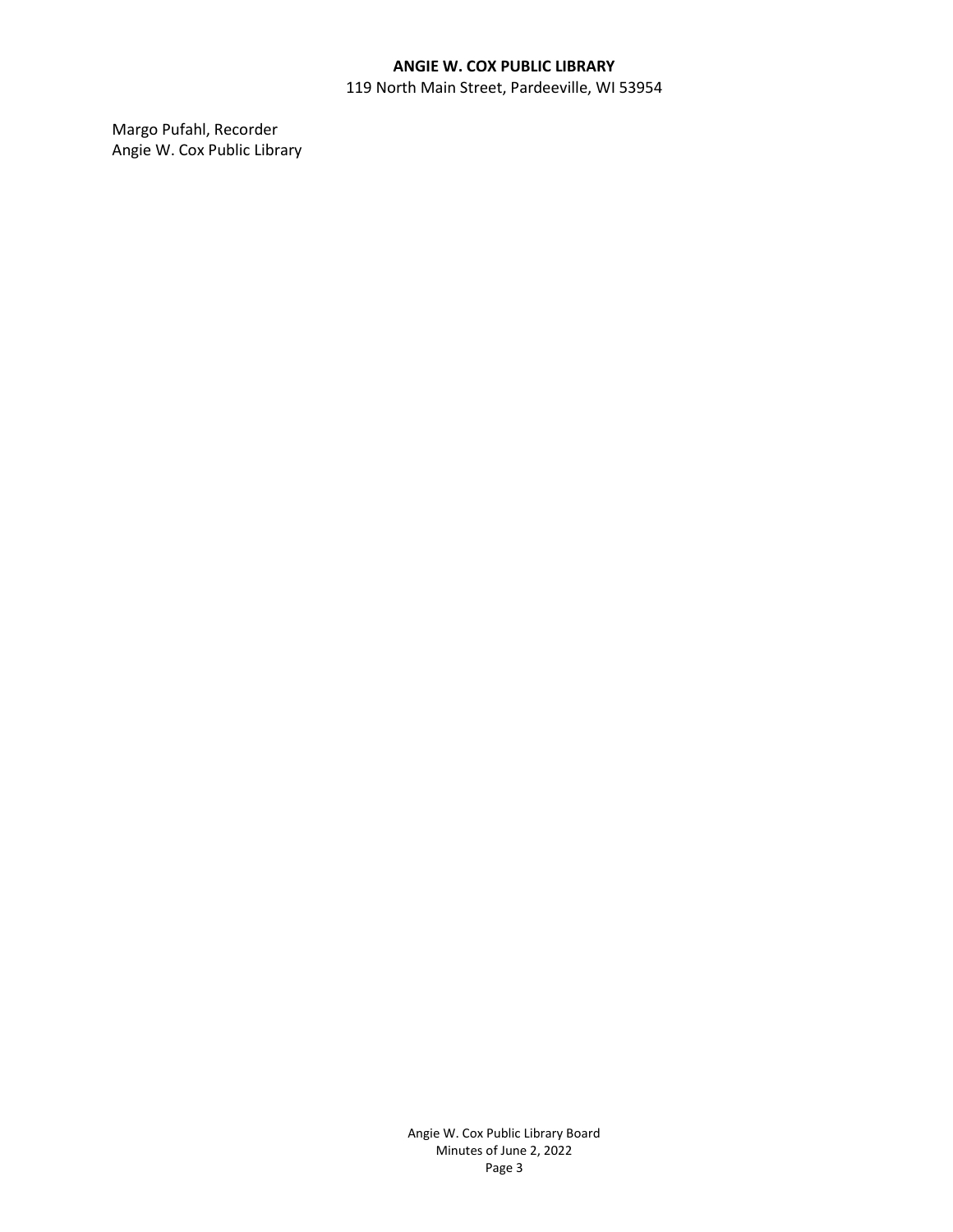Margo Pufahl, Recorder
Angie W. Cox Public Library